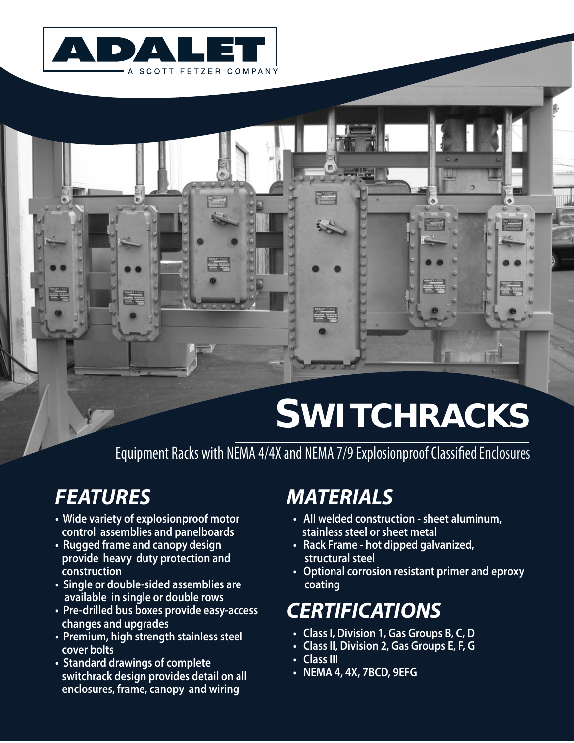ADALET

A SCOTT FETZER COMPANY

# SWITCHRACKS

Equipment Racks with NEMA 4/4X and NEMA 7/9 Explosionproof Classified Enclosures

## FEATURES

- **Wide variety of explosionproof motor control assemblies and panelboards**
- **Rugged frame and canopy design provide heavy duty protection and construction**
- **Single or double-sided assemblies are available in single or double rows**
- **Pre-drilled bus boxes provide easy-access changes and upgrades**
- **Premium, high strength stainless steel cover bolts**
- **Standard drawings of complete switchrack design provides detail on all enclosures, frame, canopy and wiring**

## MATERIALS

- **All welded construction - sheet aluminum, stainless steel or sheet metal**
- **Rack Frame - hot dipped galvanized, structural steel**
- **Optional corrosion resistant primer and eproxy coating**

## CERTIFICATIONS

- **Class I, Division 1, Gas Groups B, C, D**
- **Class II, Division 2, Gas Groups E, F, G**
- **Class III**
- **NEMA 4, 4X, 7BCD, 9EFG**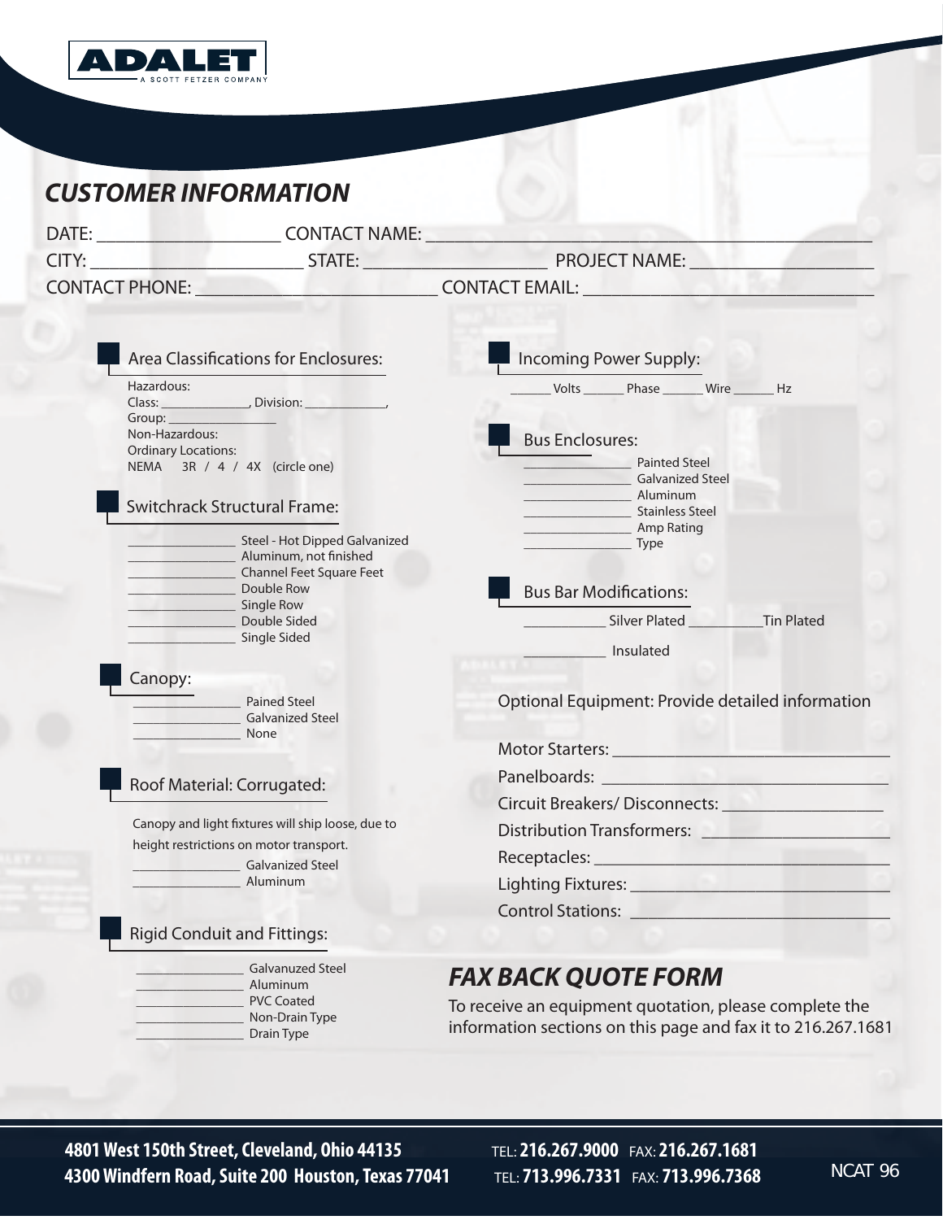ADALET
A SCOTT FETZER COMPANY

## *CUSTOMER INFORMATION*

DATE: ____________________ CONTACT NAME: ________________________________________________

CITY: _______________________ STATE: ____________________ PROJECT NAME: ____________________

CONTACT PHONE: __________________________ CONTACT EMAIL: ________________________________

### Area Classifications for Enclosures:

Hazardous:
Class: _____________, Division: ____________,
Group: ________________
Non-Hazardous:
Ordinary Locations:
NEMA 3R / 4 / 4X (circle one)

### Switchrack Structural Frame:

_______________ Steel - Hot Dipped Galvanized
_______________ Aluminum, not finished
_______________ Channel Feet Square Feet
_______________ Double Row
_______________ Single Row
_______________ Double Sided
_______________ Single Sided

### Canopy:

_______________ Pained Steel
_______________ Galvanized Steel
_______________ None

### Roof Material: Corrugated:

Canopy and light fixtures will ship loose, due to height restrictions on motor transport.

_______________ Galvanized Steel
_______________ Aluminum

### Rigid Conduit and Fittings:

_______________ Galvanuzed Steel
_______________ Aluminum
_______________ PVC Coated
_______________ Non-Drain Type
_______________ Drain Type

### Incoming Power Supply:

______ Volts ______ Phase ______ Wire ______ Hz

### Bus Enclosures:

_______________ Painted Steel
_______________ Galvanized Steel
_______________ Aluminum
_______________ Stainless Steel
_______________ Amp Rating
_______________ Type

### Bus Bar Modifications:

___________ Silver Plated __________Tin Plated

___________ Insulated

Optional Equipment: Provide detailed information

Motor Starters: ______________________________

Panelboards: ________________________________

Circuit Breakers/ Disconnects: __________________

Distribution Transformers: _____________________

Receptacles: _________________________________

Lighting Fixtures: ____________________________

Control Stations: _____________________________

## *FAX BACK QUOTE FORM*

To receive an equipment quotation, please complete the information sections on this page and fax it to 216.267.1681

**4801 West 150th Street, Cleveland, Ohio 44135** TEL: **216.267.9000** FAX: **216.267.1681**
**4300 Windfern Road, Suite 200 Houston, Texas 77041** TEL: **713.996.7331** FAX: **713.996.7368**

NCAT 96